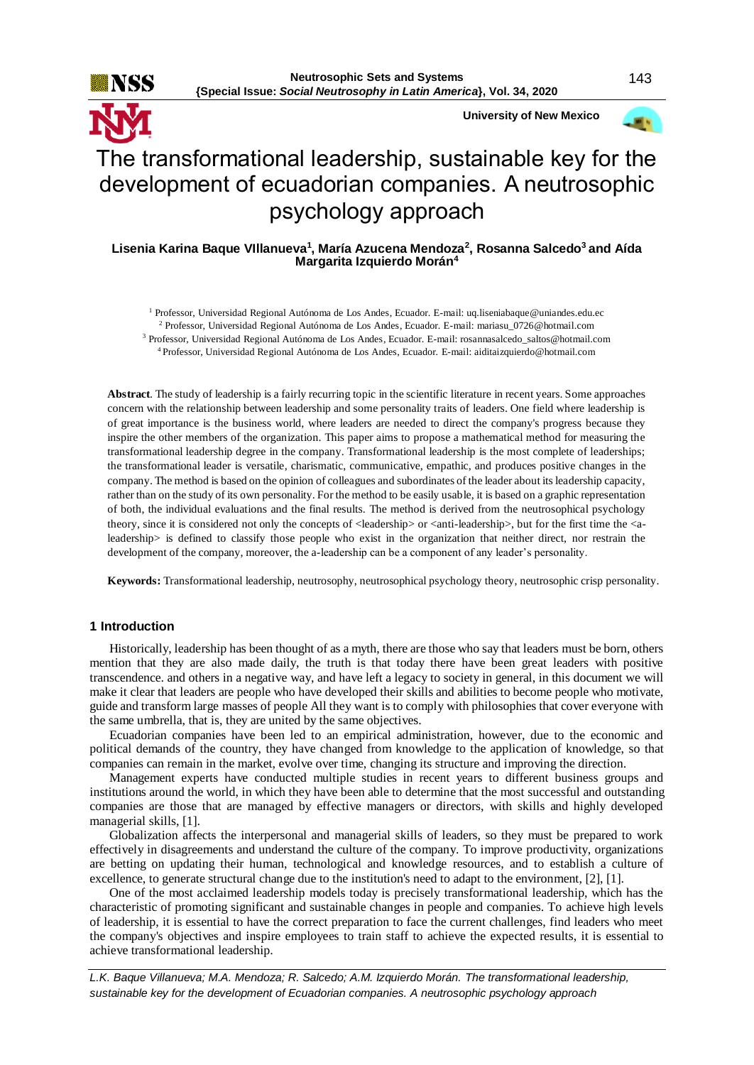# The transformational leadership, sustainable key for the development of ecuadorian companies. A neutrosophic psychology approach

**Lisenia Karina Baque VIllanueva[1], María Azucena Mendoza[2], Rosanna Salcedo[3] and Aída Margarita Izquierdo Morán[4]**

[1] Professor, Universidad Regional Autónoma de Los Andes, Ecuador. E-mail: uq.liseniabaque@uniandes.edu.ec
[2] Professor, Universidad Regional Autónoma de Los Andes, Ecuador. E-mail: mariasu_0726@hotmail.com
[3] Professor, Universidad Regional Autónoma de Los Andes, Ecuador. E-mail: rosannasalcedo_saltos@hotmail.com
[4] Professor, Universidad Regional Autónoma de Los Andes, Ecuador. E-mail: aiditaizquierdo@hotmail.com

**Abstract**. The study of leadership is a fairly recurring topic in the scientific literature in recent years. Some approaches concern with the relationship between leadership and some personality traits of leaders. One field where leadership is of great importance is the business world, where leaders are needed to direct the company's progress because they inspire the other members of the organization. This paper aims to propose a mathematical method for measuring the transformational leadership degree in the company. Transformational leadership is the most complete of leaderships; the transformational leader is versatile, charismatic, communicative, empathic, and produces positive changes in the company. The method is based on the opinion of colleagues and subordinates of the leader about its leadership capacity, rather than on the study of its own personality. For the method to be easily usable, it is based on a graphic representation of both, the individual evaluations and the final results. The method is derived from the neutrosophical psychology theory, since it is considered not only the concepts of <leadership> or <anti-leadership>, but for the first time the <a-leadership> is defined to classify those people who exist in the organization that neither direct, nor restrain the development of the company, moreover, the a-leadership can be a component of any leader's personality.

**Keywords:** Transformational leadership, neutrosophy, neutrosophical psychology theory, neutrosophic crisp personality.

## 1 Introduction

Historically, leadership has been thought of as a myth, there are those who say that leaders must be born, others mention that they are also made daily, the truth is that today there have been great leaders with positive transcendence. and others in a negative way, and have left a legacy to society in general, in this document we will make it clear that leaders are people who have developed their skills and abilities to become people who motivate, guide and transform large masses of people All they want is to comply with philosophies that cover everyone with the same umbrella, that is, they are united by the same objectives.

Ecuadorian companies have been led to an empirical administration, however, due to the economic and political demands of the country, they have changed from knowledge to the application of knowledge, so that companies can remain in the market, evolve over time, changing its structure and improving the direction.

Management experts have conducted multiple studies in recent years to different business groups and institutions around the world, in which they have been able to determine that the most successful and outstanding companies are those that are managed by effective managers or directors, with skills and highly developed managerial skills, [1].

Globalization affects the interpersonal and managerial skills of leaders, so they must be prepared to work effectively in disagreements and understand the culture of the company. To improve productivity, organizations are betting on updating their human, technological and knowledge resources, and to establish a culture of excellence, to generate structural change due to the institution's need to adapt to the environment, [2], [1].

One of the most acclaimed leadership models today is precisely transformational leadership, which has the characteristic of promoting significant and sustainable changes in people and companies. To achieve high levels of leadership, it is essential to have the correct preparation to face the current challenges, find leaders who meet the company's objectives and inspire employees to train staff to achieve the expected results, it is essential to achieve transformational leadership.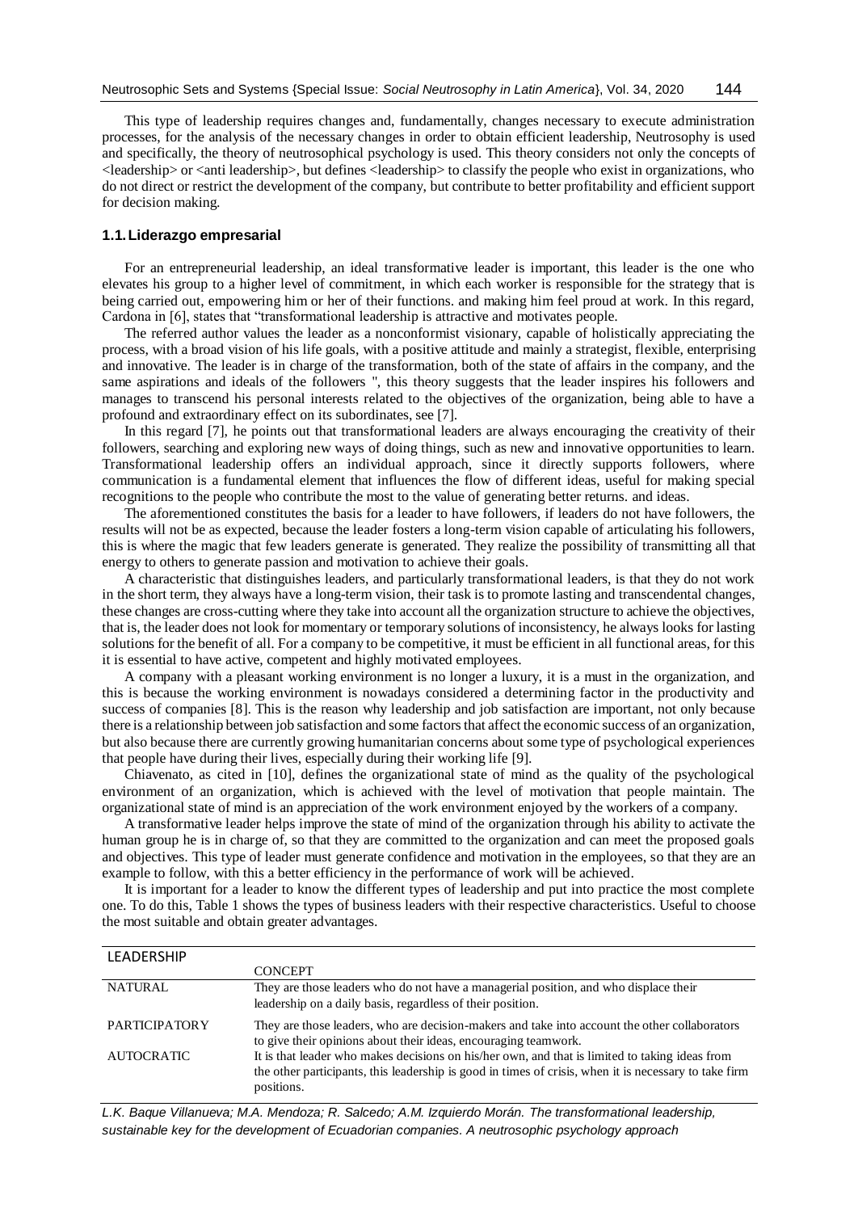This type of leadership requires changes and, fundamentally, changes necessary to execute administration processes, for the analysis of the necessary changes in order to obtain efficient leadership, Neutrosophy is used and specifically, the theory of neutrosophical psychology is used. This theory considers not only the concepts of <leadership> or <anti leadership>, but defines <leadership> to classify the people who exist in organizations, who do not direct or restrict the development of the company, but contribute to better profitability and efficient support for decision making.

### 1.1. Liderazgo empresarial

For an entrepreneurial leadership, an ideal transformative leader is important, this leader is the one who elevates his group to a higher level of commitment, in which each worker is responsible for the strategy that is being carried out, empowering him or her of their functions. and making him feel proud at work. In this regard, Cardona in [6], states that "transformational leadership is attractive and motivates people.

The referred author values the leader as a nonconformist visionary, capable of holistically appreciating the process, with a broad vision of his life goals, with a positive attitude and mainly a strategist, flexible, enterprising and innovative. The leader is in charge of the transformation, both of the state of affairs in the company, and the same aspirations and ideals of the followers ", this theory suggests that the leader inspires his followers and manages to transcend his personal interests related to the objectives of the organization, being able to have a profound and extraordinary effect on its subordinates, see [7].

In this regard [7], he points out that transformational leaders are always encouraging the creativity of their followers, searching and exploring new ways of doing things, such as new and innovative opportunities to learn. Transformational leadership offers an individual approach, since it directly supports followers, where communication is a fundamental element that influences the flow of different ideas, useful for making special recognitions to the people who contribute the most to the value of generating better returns. and ideas.

The aforementioned constitutes the basis for a leader to have followers, if leaders do not have followers, the results will not be as expected, because the leader fosters a long-term vision capable of articulating his followers, this is where the magic that few leaders generate is generated. They realize the possibility of transmitting all that energy to others to generate passion and motivation to achieve their goals.

A characteristic that distinguishes leaders, and particularly transformational leaders, is that they do not work in the short term, they always have a long-term vision, their task is to promote lasting and transcendental changes, these changes are cross-cutting where they take into account all the organization structure to achieve the objectives, that is, the leader does not look for momentary or temporary solutions of inconsistency, he always looks for lasting solutions for the benefit of all. For a company to be competitive, it must be efficient in all functional areas, for this it is essential to have active, competent and highly motivated employees.

A company with a pleasant working environment is no longer a luxury, it is a must in the organization, and this is because the working environment is nowadays considered a determining factor in the productivity and success of companies [8]. This is the reason why leadership and job satisfaction are important, not only because there is a relationship between job satisfaction and some factors that affect the economic success of an organization, but also because there are currently growing humanitarian concerns about some type of psychological experiences that people have during their lives, especially during their working life [9].

Chiavenato, as cited in [10], defines the organizational state of mind as the quality of the psychological environment of an organization, which is achieved with the level of motivation that people maintain. The organizational state of mind is an appreciation of the work environment enjoyed by the workers of a company.

A transformative leader helps improve the state of mind of the organization through his ability to activate the human group he is in charge of, so that they are committed to the organization and can meet the proposed goals and objectives. This type of leader must generate confidence and motivation in the employees, so that they are an example to follow, with this a better efficiency in the performance of work will be achieved.

It is important for a leader to know the different types of leadership and put into practice the most complete one. To do this, Table 1 shows the types of business leaders with their respective characteristics. Useful to choose the most suitable and obtain greater advantages.

| LEADERSHIP | CONCEPT |
|---|---|
| NATURAL | They are those leaders who do not have a managerial position, and who displace their leadership on a daily basis, regardless of their position. |
| PARTICIPATORY | They are those leaders, who are decision-makers and take into account the other collaborators to give their opinions about their ideas, encouraging teamwork. |
| AUTOCRATIC | It is that leader who makes decisions on his/her own, and that is limited to taking ideas from the other participants, this leadership is good in times of crisis, when it is necessary to take firm positions. |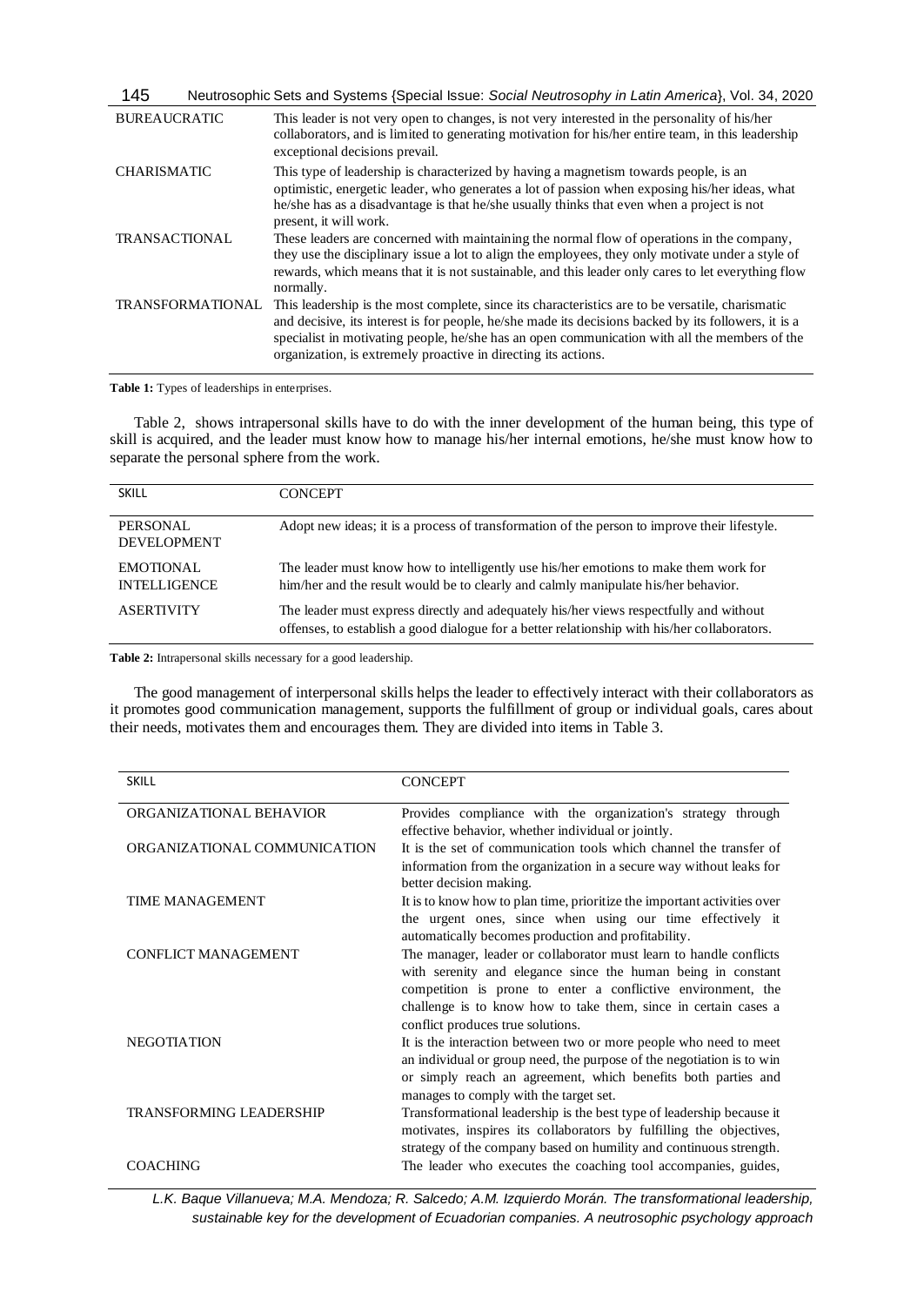| | |
|---|---|
| BUREAUCRATIC | This leader is not very open to changes, is not very interested in the personality of his/her collaborators, and is limited to generating motivation for his/her entire team, in this leadership exceptional decisions prevail. |
| CHARISMATIC | This type of leadership is characterized by having a magnetism towards people, is an optimistic, energetic leader, who generates a lot of passion when exposing his/her ideas, what he/she has as a disadvantage is that he/she usually thinks that even when a project is not present, it will work. |
| TRANSACTIONAL | These leaders are concerned with maintaining the normal flow of operations in the company, they use the disciplinary issue a lot to align the employees, they only motivate under a style of rewards, which means that it is not sustainable, and this leader only cares to let everything flow normally. |
| TRANSFORMATIONAL | This leadership is the most complete, since its characteristics are to be versatile, charismatic and decisive, its interest is for people, he/she made its decisions backed by its followers, it is a specialist in motivating people, he/she has an open communication with all the members of the organization, is extremely proactive in directing its actions. |

**Table 1:** Types of leaderships in enterprises.

Table 2, shows intrapersonal skills have to do with the inner development of the human being, this type of skill is acquired, and the leader must know how to manage his/her internal emotions, he/she must know how to separate the personal sphere from the work.

| SKILL | CONCEPT |
|---|---|
| PERSONAL DEVELOPMENT | Adopt new ideas; it is a process of transformation of the person to improve their lifestyle. |
| EMOTIONAL INTELLIGENCE | The leader must know how to intelligently use his/her emotions to make them work for him/her and the result would be to clearly and calmly manipulate his/her behavior. |
| ASERTIVITY | The leader must express directly and adequately his/her views respectfully and without offenses, to establish a good dialogue for a better relationship with his/her collaborators. |

**Table 2:** Intrapersonal skills necessary for a good leadership.

The good management of interpersonal skills helps the leader to effectively interact with their collaborators as it promotes good communication management, supports the fulfillment of group or individual goals, cares about their needs, motivates them and encourages them. They are divided into items in Table 3.

| SKILL | CONCEPT |
|---|---|
| ORGANIZATIONAL BEHAVIOR | Provides compliance with the organization's strategy through effective behavior, whether individual or jointly. |
| ORGANIZATIONAL COMMUNICATION | It is the set of communication tools which channel the transfer of information from the organization in a secure way without leaks for better decision making. |
| TIME MANAGEMENT | It is to know how to plan time, prioritize the important activities over the urgent ones, since when using our time effectively it automatically becomes production and profitability. |
| CONFLICT MANAGEMENT | The manager, leader or collaborator must learn to handle conflicts with serenity and elegance since the human being in constant competition is prone to enter a conflictive environment, the challenge is to know how to take them, since in certain cases a conflict produces true solutions. |
| NEGOTIATION | It is the interaction between two or more people who need to meet an individual or group need, the purpose of the negotiation is to win or simply reach an agreement, which benefits both parties and manages to comply with the target set. |
| TRANSFORMING LEADERSHIP | Transformational leadership is the best type of leadership because it motivates, inspires its collaborators by fulfilling the objectives, strategy of the company based on humility and continuous strength. |
| COACHING | The leader who executes the coaching tool accompanies, guides, |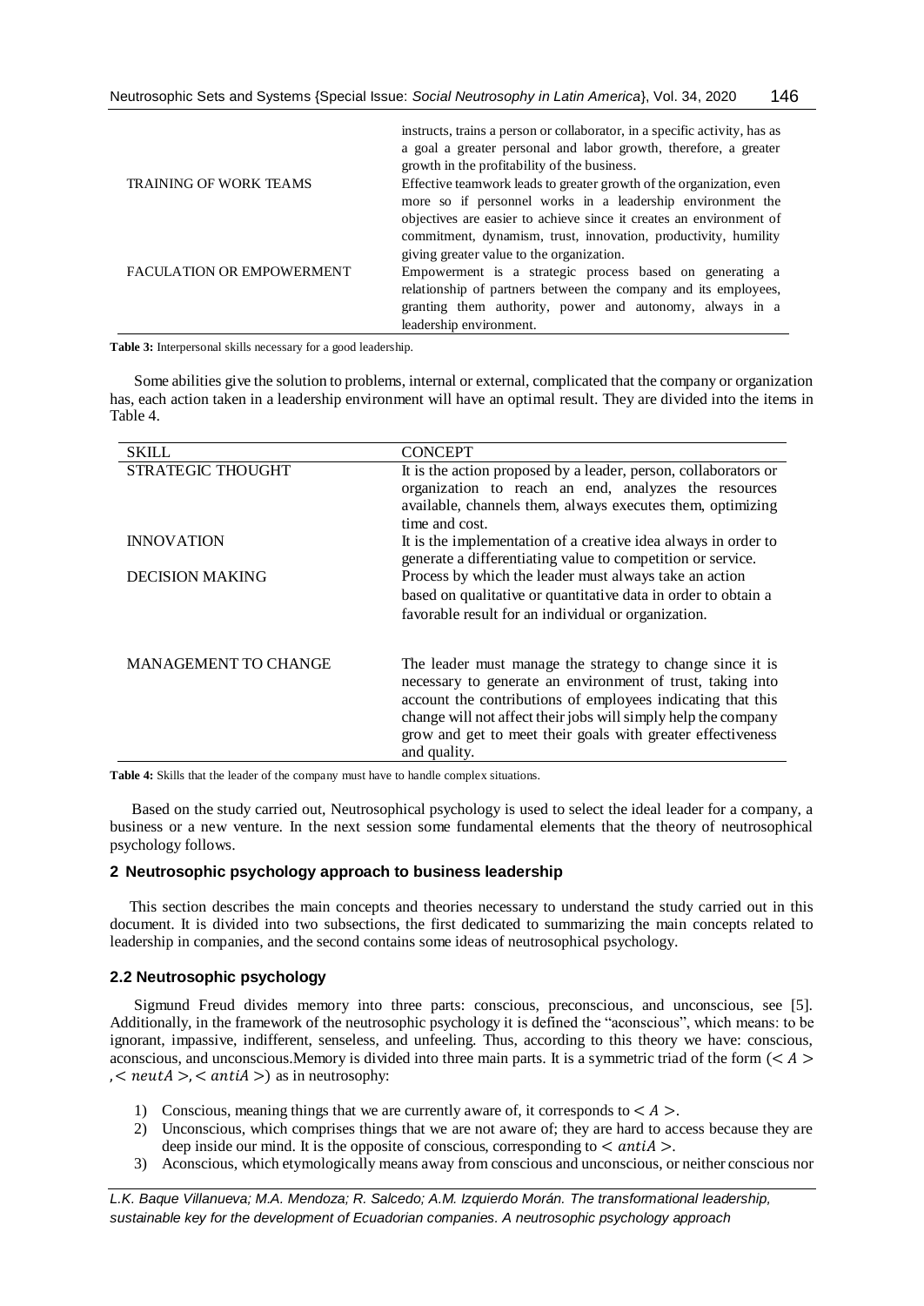| | |
|---|---|
| | instructs, trains a person or collaborator, in a specific activity, has as a goal a greater personal and labor growth, therefore, a greater growth in the profitability of the business. |
| TRAINING OF WORK TEAMS | Effective teamwork leads to greater growth of the organization, even more so if personnel works in a leadership environment the objectives are easier to achieve since it creates an environment of commitment, dynamism, trust, innovation, productivity, humility giving greater value to the organization. |
| FACULATION OR EMPOWERMENT | Empowerment is a strategic process based on generating a relationship of partners between the company and its employees, granting them authority, power and autonomy, always in a leadership environment. |

**Table 3:** Interpersonal skills necessary for a good leadership.

Some abilities give the solution to problems, internal or external, complicated that the company or organization has, each action taken in a leadership environment will have an optimal result. They are divided into the items in Table 4.

| SKILL | CONCEPT |
|---|---|
| STRATEGIC THOUGHT | It is the action proposed by a leader, person, collaborators or organization to reach an end, analyzes the resources available, channels them, always executes them, optimizing time and cost. |
| INNOVATION | It is the implementation of a creative idea always in order to generate a differentiating value to competition or service. |
| DECISION MAKING | Process by which the leader must always take an action based on qualitative or quantitative data in order to obtain a favorable result for an individual or organization. |
| MANAGEMENT TO CHANGE | The leader must manage the strategy to change since it is necessary to generate an environment of trust, taking into account the contributions of employees indicating that this change will not affect their jobs will simply help the company grow and get to meet their goals with greater effectiveness and quality. |

**Table 4:** Skills that the leader of the company must have to handle complex situations.

Based on the study carried out, Neutrosophical psychology is used to select the ideal leader for a company, a business or a new venture. In the next session some fundamental elements that the theory of neutrosophical psychology follows.

## 2 Neutrosophic psychology approach to business leadership

This section describes the main concepts and theories necessary to understand the study carried out in this document. It is divided into two subsections, the first dedicated to summarizing the main concepts related to leadership in companies, and the second contains some ideas of neutrosophical psychology.

### 2.2 Neutrosophic psychology

Sigmund Freud divides memory into three parts: conscious, preconscious, and unconscious, see [5]. Additionally, in the framework of the neutrosophic psychology it is defined the "aconscious", which means: to be ignorant, impassive, indifferent, senseless, and unfeeling. Thus, according to this theory we have: conscious, aconscious, and unconscious.Memory is divided into three main parts. It is a symmetric triad of the form ($< A >$, $< neutA >$, $< antiA >$) as in neutrosophy:

1) Conscious, meaning things that we are currently aware of, it corresponds to $< A >$.
2) Unconscious, which comprises things that we are not aware of; they are hard to access because they are deep inside our mind. It is the opposite of conscious, corresponding to $< antiA >$.
3) Aconscious, which etymologically means away from conscious and unconscious, or neither conscious nor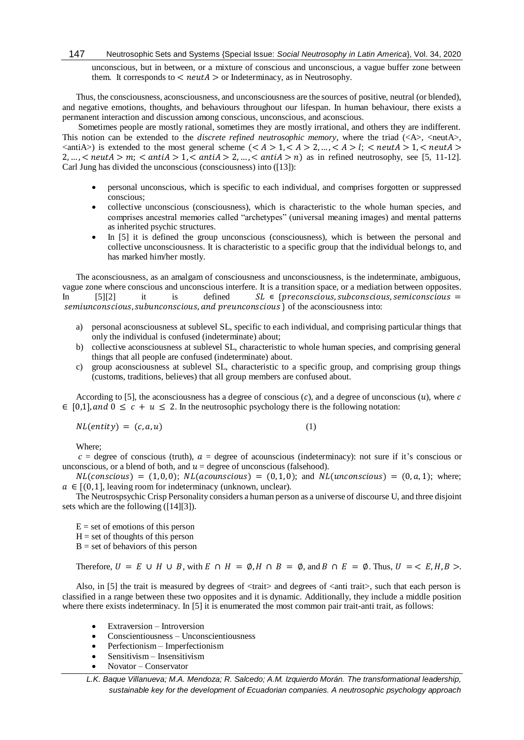unconscious, but in between, or a mixture of conscious and unconscious, a vague buffer zone between them. It corresponds to $< neutA >$ or Indeterminacy, as in Neutrosophy.

Thus, the consciousness, aconsciousness, and unconsciousness are the sources of positive, neutral (or blended), and negative emotions, thoughts, and behaviours throughout our lifespan. In human behaviour, there exists a permanent interaction and discussion among conscious, unconscious, and aconscious.

Sometimes people are mostly rational, sometimes they are mostly irrational, and others they are indifferent. This notion can be extended to the *discrete refined neutrosophic memory*, where the triad (<A>, <neutA>, <antiA>) is extended to the most general scheme $(< A > 1, < A > 2, \ldots, < A > l;\ < neutA > 1, < neutA > 2, \ldots, < neutA > m;\ < antiA > 1, < antiA > 2, \ldots, < antiA > n)$ as in refined neutrosophy, see [5, 11-12]. Carl Jung has divided the unconscious (consciousness) into ([13]):

- personal unconscious, which is specific to each individual, and comprises forgotten or suppressed conscious;
- collective unconscious (consciousness), which is characteristic to the whole human species, and comprises ancestral memories called "archetypes" (universal meaning images) and mental patterns as inherited psychic structures.
- In [5] it is defined the group unconscious (consciousness), which is between the personal and collective unconsciousness. It is characteristic to a specific group that the individual belongs to, and has marked him/her mostly.

The aconsciousness, as an amalgam of consciousness and unconsciousness, is the indeterminate, ambiguous, vague zone where conscious and unconscious interfere. It is a transition space, or a mediation between opposites. In [5][2] it is defined $SL \in \{preconscious, subconscious, semiconscious = semiunconscious, subunconscious, and\ preunconscious\}$ of the aconsciousness into:

a) personal aconsciousness at sublevel SL, specific to each individual, and comprising particular things that only the individual is confused (indeterminate) about;
b) collective aconsciousness at sublevel SL, characteristic to whole human species, and comprising general things that all people are confused (indeterminate) about.
c) group aconsciousness at sublevel SL, characteristic to a specific group, and comprising group things (customs, traditions, believes) that all group members are confused about.

According to [5], the aconsciousness has a degree of conscious ($c$), and a degree of unconscious ($u$), where $c \in [0,1], and\ 0 \leq c + u \leq 2$. In the neutrosophic psychology there is the following notation:

$$NL(entity) = (c, a, u) \tag{1}$$

Where;

$c$ = degree of conscious (truth), $a$ = degree of acounscious (indeterminacy): not sure if it's conscious or unconscious, or a blend of both, and $u$ = degree of unconscious (falsehood).

$NL(conscious) = (1, 0, 0)$; $NL(acounscious) = (0, 1, 0)$; and $NL(unconscious) = (0, a, 1)$; where; $a \in [(0,1]$, leaving room for indeterminacy (unknown, unclear).

The Neutrospsychic Crisp Personality considers a human person as a universe of discourse U, and three disjoint sets which are the following ([14][3]).

E = set of emotions of this person
H = set of thoughts of this person
B = set of behaviors of this person

Therefore, $U = E \cup H \cup B$, with $E \cap H = \emptyset, H \cap B = \emptyset$, and $B \cap E = \emptyset$. Thus, $U = < E, H, B >$.

Also, in [5] the trait is measured by degrees of <trait> and degrees of <anti trait>, such that each person is classified in a range between these two opposites and it is dynamic. Additionally, they include a middle position where there exists indeterminacy. In [5] it is enumerated the most common pair trait-anti trait, as follows:

- Extraversion – Introversion
- Conscientiousness – Unconscientiousness
- Perfectionism – Imperfectionism
- Sensitivism – Insensitivism
- Novator – Conservator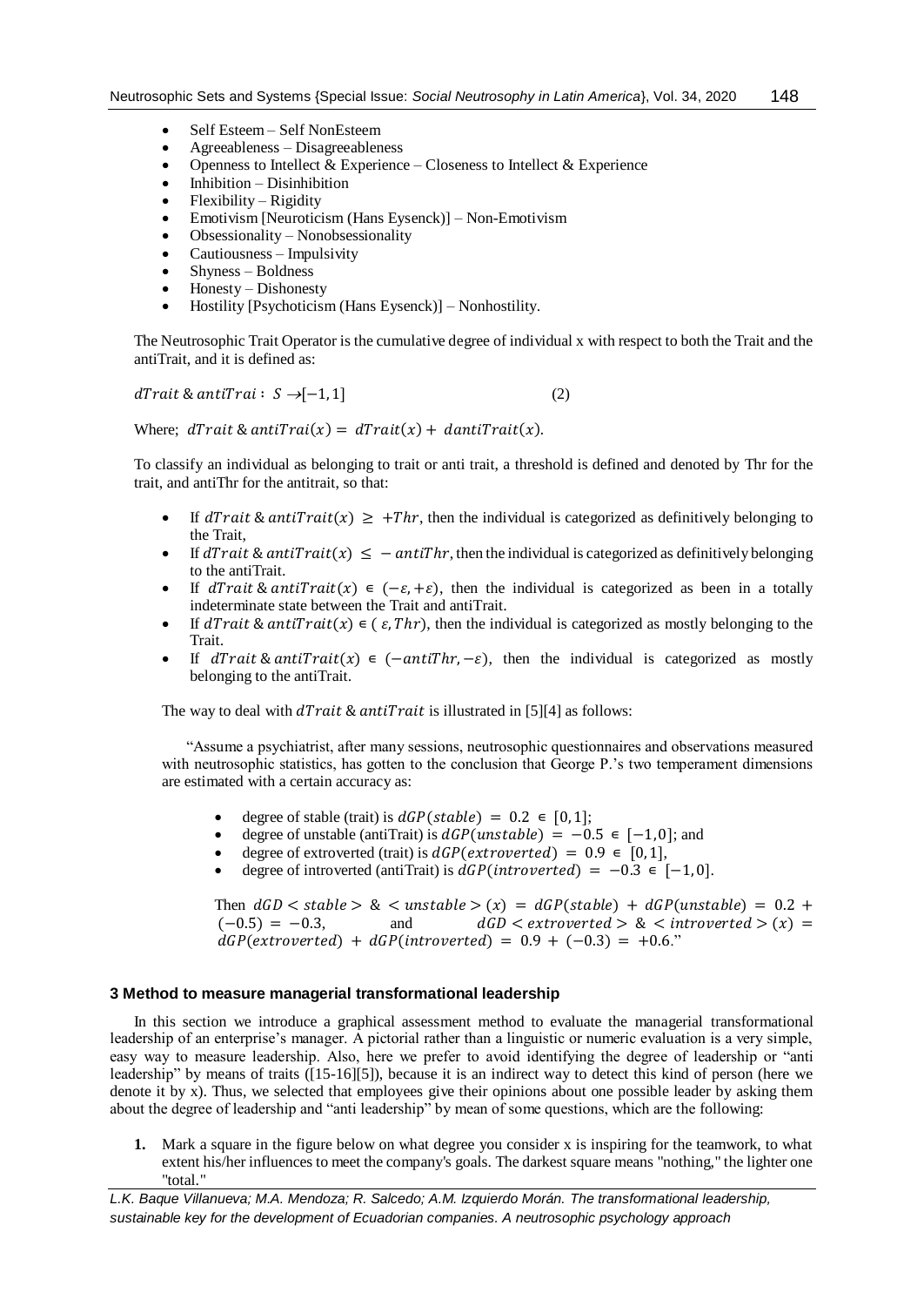- Self Esteem – Self NonEsteem
- Agreeableness – Disagreeableness
- Openness to Intellect & Experience – Closeness to Intellect & Experience
- Inhibition – Disinhibition
- Flexibility – Rigidity
- Emotivism [Neuroticism (Hans Eysenck)] – Non-Emotivism
- Obsessionality – Nonobsessionality
- Cautiousness – Impulsivity
- Shyness – Boldness
- Honesty – Dishonesty
- Hostility [Psychoticism (Hans Eysenck)] – Nonhostility.

The Neutrosophic Trait Operator is the cumulative degree of individual x with respect to both the Trait and the antiTrait, and it is defined as:

$$dTrait\,\&\,antiTrai:\ S \rightarrow [-1, 1] \tag{2}$$

Where; $dTrait\,\&\,antiTrai(x) = dTrait(x) + dantiTrait(x)$.

To classify an individual as belonging to trait or anti trait, a threshold is defined and denoted by Thr for the trait, and antiThr for the antitrait, so that:

- If $dTrait\,\&\,antiTrait(x) \geq +Thr$, then the individual is categorized as definitively belonging to the Trait,
- If $dTrait\,\&\,antiTrait(x) \leq -antiThr$, then the individual is categorized as definitively belonging to the antiTrait.
- If $dTrait\,\&\,antiTrait(x) \in (-\varepsilon, +\varepsilon)$, then the individual is categorized as been in a totally indeterminate state between the Trait and antiTrait.
- If $dTrait\,\&\,antiTrait(x) \in (\varepsilon, Thr)$, then the individual is categorized as mostly belonging to the Trait.
- If $dTrait\,\&\,antiTrait(x) \in (-antiThr, -\varepsilon)$, then the individual is categorized as mostly belonging to the antiTrait.

The way to deal with $dTrait\,\&\,antiTrait$ is illustrated in [5][4] as follows:

"Assume a psychiatrist, after many sessions, neutrosophic questionnaires and observations measured with neutrosophic statistics, has gotten to the conclusion that George P.'s two temperament dimensions are estimated with a certain accuracy as:

- degree of stable (trait) is $dGP(stable) = 0.2 \in [0, 1]$;
- degree of unstable (antiTrait) is $dGP(unstable) = -0.5 \in [-1, 0]$; and
- degree of extroverted (trait) is $dGP(extroverted) = 0.9 \in [0, 1]$,
- degree of introverted (antiTrait) is $dGP(introverted) = -0.3 \in [-1, 0]$.

Then $dGD < stable > \& < unstable > (x) = dGP(stable) + dGP(unstable) = 0.2 + (-0.5) = -0.3$, and $dGD < extroverted > \& < introverted > (x) = dGP(extroverted) + dGP(introverted) = 0.9 + (-0.3) = +0.6$."

### 3 Method to measure managerial transformational leadership

In this section we introduce a graphical assessment method to evaluate the managerial transformational leadership of an enterprise's manager. A pictorial rather than a linguistic or numeric evaluation is a very simple, easy way to measure leadership. Also, here we prefer to avoid identifying the degree of leadership or "anti leadership" by means of traits ([15-16][5]), because it is an indirect way to detect this kind of person (here we denote it by x). Thus, we selected that employees give their opinions about one possible leader by asking them about the degree of leadership and "anti leadership" by mean of some questions, which are the following:

1. Mark a square in the figure below on what degree you consider x is inspiring for the teamwork, to what extent his/her influences to meet the company's goals. The darkest square means "nothing," the lighter one "total."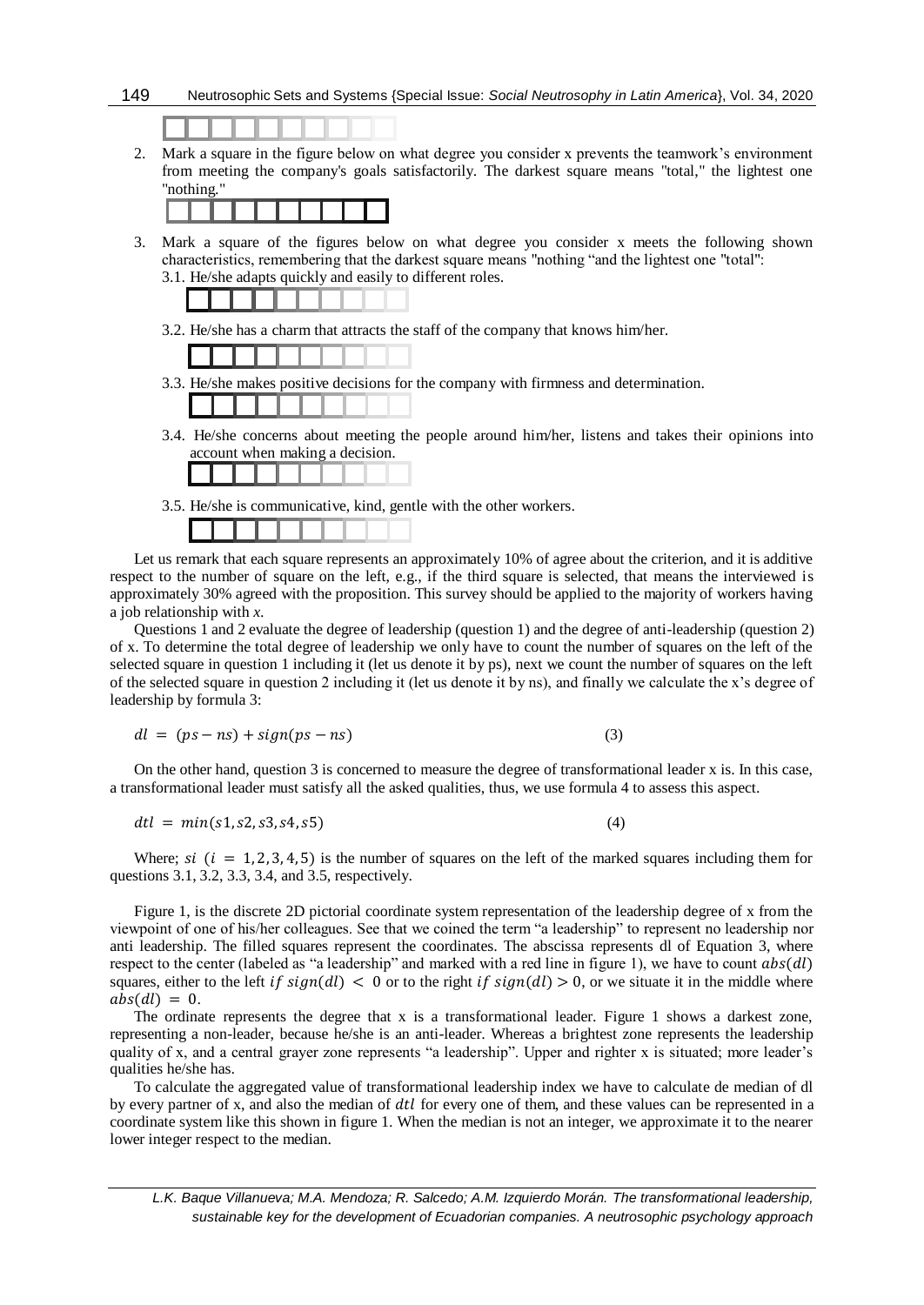2. Mark a square in the figure below on what degree you consider x prevents the teamwork's environment from meeting the company's goals satisfactorily. The darkest square means "total," the lightest one "nothing."

3. Mark a square of the figures below on what degree you consider x meets the following shown characteristics, remembering that the darkest square means "nothing "and the lightest one "total":
   3.1. He/she adapts quickly and easily to different roles.

   3.2. He/she has a charm that attracts the staff of the company that knows him/her.

   3.3. He/she makes positive decisions for the company with firmness and determination.

   3.4. He/she concerns about meeting the people around him/her, listens and takes their opinions into account when making a decision.

   3.5. He/she is communicative, kind, gentle with the other workers.

Let us remark that each square represents an approximately 10% of agree about the criterion, and it is additive respect to the number of square on the left, e.g., if the third square is selected, that means the interviewed is approximately 30% agreed with the proposition. This survey should be applied to the majority of workers having a job relationship with *x*.

Questions 1 and 2 evaluate the degree of leadership (question 1) and the degree of anti-leadership (question 2) of x. To determine the total degree of leadership we only have to count the number of squares on the left of the selected square in question 1 including it (let us denote it by ps), next we count the number of squares on the left of the selected square in question 2 including it (let us denote it by ns), and finally we calculate the x's degree of leadership by formula 3:

$$dl = (ps - ns) + sign(ps - ns) \tag{3}$$

On the other hand, question 3 is concerned to measure the degree of transformational leader x is. In this case, a transformational leader must satisfy all the asked qualities, thus, we use formula 4 to assess this aspect.

$$dtl = min(s1, s2, s3, s4, s5) \tag{4}$$

Where; $si$ $(i = 1, 2, 3, 4, 5)$ is the number of squares on the left of the marked squares including them for questions 3.1, 3.2, 3.3, 3.4, and 3.5, respectively.

Figure 1, is the discrete 2D pictorial coordinate system representation of the leadership degree of x from the viewpoint of one of his/her colleagues. See that we coined the term "a leadership" to represent no leadership nor anti leadership. The filled squares represent the coordinates. The abscissa represents dl of Equation 3, where respect to the center (labeled as "a leadership" and marked with a red line in figure 1), we have to count $abs(dl)$ squares, either to the left $if\ sign(dl) < 0$ or to the right $if\ sign(dl) > 0$, or we situate it in the middle where $abs(dl) = 0$.

The ordinate represents the degree that x is a transformational leader. Figure 1 shows a darkest zone, representing a non-leader, because he/she is an anti-leader. Whereas a brightest zone represents the leadership quality of x, and a central grayer zone represents "a leadership". Upper and righter x is situated; more leader's qualities he/she has.

To calculate the aggregated value of transformational leadership index we have to calculate de median of dl by every partner of x, and also the median of $dtl$ for every one of them, and these values can be represented in a coordinate system like this shown in figure 1. When the median is not an integer, we approximate it to the nearer lower integer respect to the median.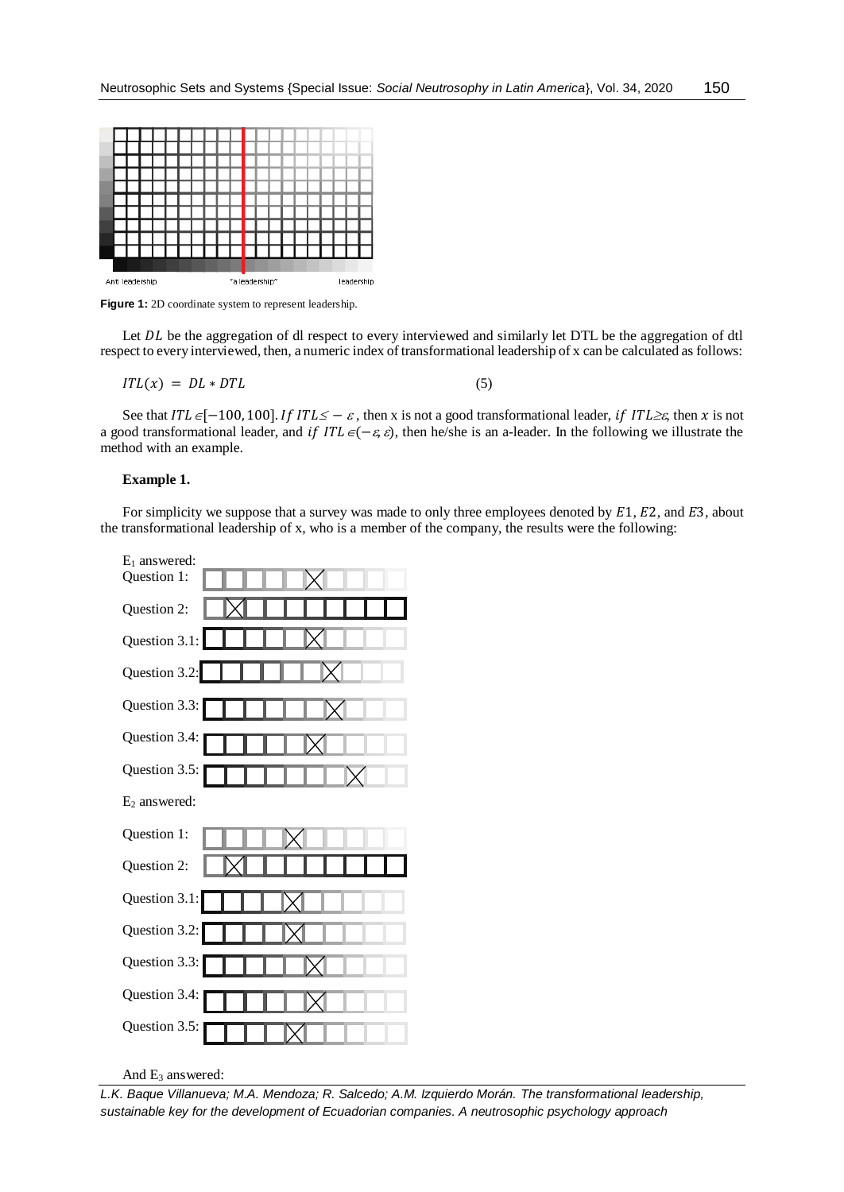Anti leadership "a leadership" leadership

**Figure 1:** 2D coordinate system to represent leadership.

Let $DL$ be the aggregation of dl respect to every interviewed and similarly let DTL be the aggregation of dtl respect to every interviewed, then, a numeric index of transformational leadership of x can be calculated as follows:

$$ITL(x) = DL * DTL \tag{5}$$

See that $ITL \in [-100, 100]$. $If\ ITL \leq -\varepsilon$, then x is not a good transformational leader, $if\ ITL \geq \varepsilon$, then $x$ is not a good transformational leader, and $if\ ITL \in (-\varepsilon, \varepsilon)$, then he/she is an a-leader. In the following we illustrate the method with an example.

**Example 1.**

For simplicity we suppose that a survey was made to only three employees denoted by $E1$, $E2$, and $E3$, about the transformational leadership of x, who is a member of the company, the results were the following:

$E_1$ answered:

Question 1:

Question 2:

Question 3.1:

Question 3.2:

Question 3.3:

Question 3.4:

Question 3.5:

$E_2$ answered:

Question 1:

Question 2:

Question 3.1:

Question 3.2:

Question 3.3:

Question 3.4:

Question 3.5:

And $E_3$ answered: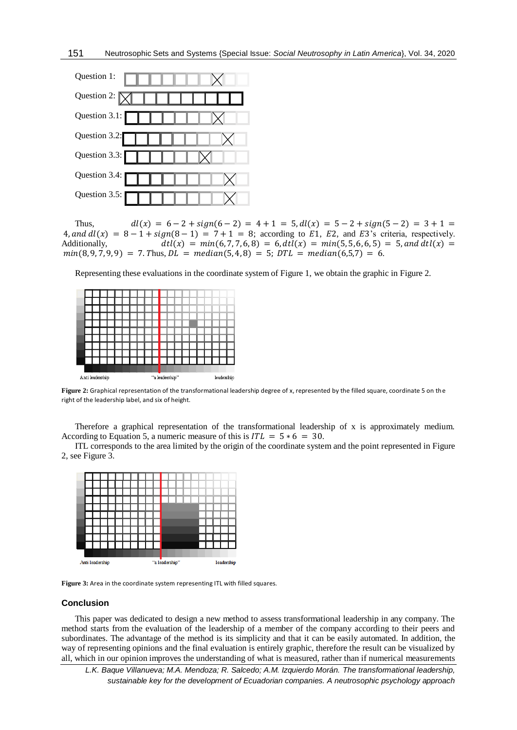Question 1:

Question 2:

Question 3.1:

Question 3.2:

Question 3.3:

Question 3.4:

Question 3.5:

Thus, $dl(x) = 6 - 2 + sign(6 - 2) = 4 + 1 = 5, dl(x) = 5 - 2 + sign(5 - 2) = 3 + 1 = 4,$ and $dl(x) = 8 - 1 + sign(8 - 1) = 7 + 1 = 8$; according to $E1$, $E2$, and $E3$'s criteria, respectively. Additionally, $dtl(x) = min(6,7,7,6,8) = 6, dtl(x) = min(5,5,6,6,5) = 5,$ and $dtl(x) = min(8,9,7,9,9) = 7$. Thus, $DL = median(5,4,8) = 5$; $DTL = median(6,5,7) = 6$.

Representing these evaluations in the coordinate system of Figure 1, we obtain the graphic in Figure 2.

Anti leadership "a leadership" leadership

**Figure 2:** Graphical representation of the transformational leadership degree of x, represented by the filled square, coordinate 5 on the right of the leadership label, and six of height.

Therefore a graphical representation of the transformational leadership of x is approximately medium. According to Equation 5, a numeric measure of this is $ITL = 5 * 6 = 30$.

ITL corresponds to the area limited by the origin of the coordinate system and the point represented in Figure 2, see Figure 3.

Anti leadership "a leadership" leadership

**Figure 3:** Area in the coordinate system representing ITL with filled squares.

## Conclusion

This paper was dedicated to design a new method to assess transformational leadership in any company. The method starts from the evaluation of the leadership of a member of the company according to their peers and subordinates. The advantage of the method is its simplicity and that it can be easily automated. In addition, the way of representing opinions and the final evaluation is entirely graphic, therefore the result can be visualized by all, which in our opinion improves the understanding of what is measured, rather than if numerical measurements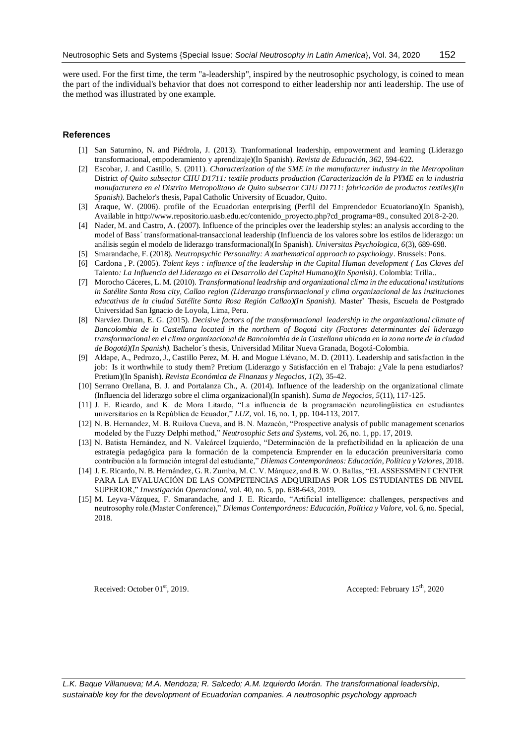were used. For the first time, the term "a-leadership", inspired by the neutrosophic psychology, is coined to mean the part of the individual's behavior that does not correspond to either leadership nor anti leadership. The use of the method was illustrated by one example.

## References

[1] San Saturnino, N. and Piédrola, J. (2013). Tranformational leadership, empowerment and learning (Liderazgo transformacional, empoderamiento y aprendizaje)(In Spanish). *Revista de Educación, 362*, 594-622.

[2] Escobar, J. and Castillo, S. (2011). *Characterization of the SME in the manufacturer industry in the Metropolitan* District *of Quito subsector CIIU D1711: textile products production (Caracterización de la PYME en la industria manufacturera en el Distrito Metropolitano de Quito subsector CIIU D1711: fabricación de productos textiles)(In Spanish)*. Bachelor's thesis, Papal Catholic University of Ecuador, Quito.

[3] Araque, W. (2006). profile of the Ecuadorian enterprising (Perfil del Emprendedor Ecuatoriano)(In Spanish), Available in http://www.repositorio.uasb.edu.ec/contenido_proyecto.php?cd_programa=89., consulted 2018-2-20.

[4] Nader, M. and Castro, A. (2007). Influence of the principles over the leadership styles: an analysis according to the model of Bass´ transformational-transaccional leadership (Influencia de los valores sobre los estilos de liderazgo: un análisis según el modelo de liderazgo transformacional)(In Spanish). *Universitas Psychologica, 6*(3), 689-698.

[5] Smarandache, F. (2018). *Neutropsychic Personality: A mathematical approach to psychology*. Brussels: Pons.

[6] Cardona , P. (2005). *Talent keys : influence of the leadership in the Capital Human development ( Las Claves del* Talento*: La Influencia del Liderazgo en el Desarrollo del Capital Humano)(In Spanish)*. Colombia: Trilla..

[7] Morocho Cáceres, L. M. (2010). *Transformational leadrship and organizational clima in the educational institutions in Satélite Santa Rosa city, Callao region (Liderazgo transformacional y clima organizacional de las instituciones educativas de la ciudad Satélite Santa Rosa Región Callao)(In Spanish).* Master' Thesis, Escuela de Postgrado Universidad San Ignacio de Loyola, Lima, Peru.

[8] Narváez Duran, E. G. (2015). *Decisive factors of the transformacional leadership in the organizational climate of Bancolombia de la Castellana located in the northern of Bogotá city (Factores determinantes del liderazgo transformacional en el clima organizacional de Bancolombia de la Castellana ubicada en la zona norte de la ciudad de Bogotá)(In Spanish).* Bachelor´s thesis, Universidad Militar Nueva Granada, Bogotá-Colombia.

[9] Aldape, A., Pedrozo, J., Castillo Perez, M. H. and Mogue Liévano, M. D. (2011). Leadership and satisfaction in the job: Is it worthwhile to study them? Pretium (Liderazgo y Satisfacción en el Trabajo: ¿Vale la pena estudiarlos? Pretium)(In Spanish). *Revista Económica de Finanzas y Negocios, 1*(2), 35-42.

[10] Serrano Orellana, B. J. and Portalanza Ch., A. (2014). Influence of the leadership on the organizational climate (Influencia del liderazgo sobre el clima organizacional)(In spanish). *Suma de Negocios, 5*(11), 117-125.

[11] J. E. Ricardo, and K. de Mora Litardo, "La influencia de la programación neurolingüística en estudiantes universitarios en la República de Ecuador," *LUZ*, vol. 16, no. 1, pp. 104-113, 2017.

[12] N. B. Hernandez, M. B. Ruilova Cueva, and B. N. Mazacón, "Prospective analysis of public management scenarios modeled by the Fuzzy Delphi method," *Neutrosophic Sets and Systems*, vol. 26, no. 1, pp. 17, 2019.

[13] N. Batista Hernández, and N. Valcárcel Izquierdo, "Determinación de la prefactibilidad en la aplicación de una estrategia pedagógica para la formación de la competencia Emprender en la educación preuniversitaria como contribución a la formación integral del estudiante," *Dilemas Contemporáneos: Educación, Política y Valores*, 2018.

[14] J. E. Ricardo, N. B. Hernández, G. R. Zumba, M. C. V. Márquez, and B. W. O. Ballas, "EL ASSESSMENT CENTER PARA LA EVALUACIÓN DE LAS COMPETENCIAS ADQUIRIDAS POR LOS ESTUDIANTES DE NIVEL SUPERIOR," *Investigación Operacional*, vol. 40, no. 5, pp. 638-643, 2019.

[15] M. Leyva-Vázquez, F. Smarandache, and J. E. Ricardo, "Artificial intelligence: challenges, perspectives and neutrosophy role.(Master Conference)," *Dilemas Contemporáneos: Educación, Política y Valore*, vol. 6, no. Special, 2018.

Received: October 01st, 2019. Accepted: February 15th, 2020